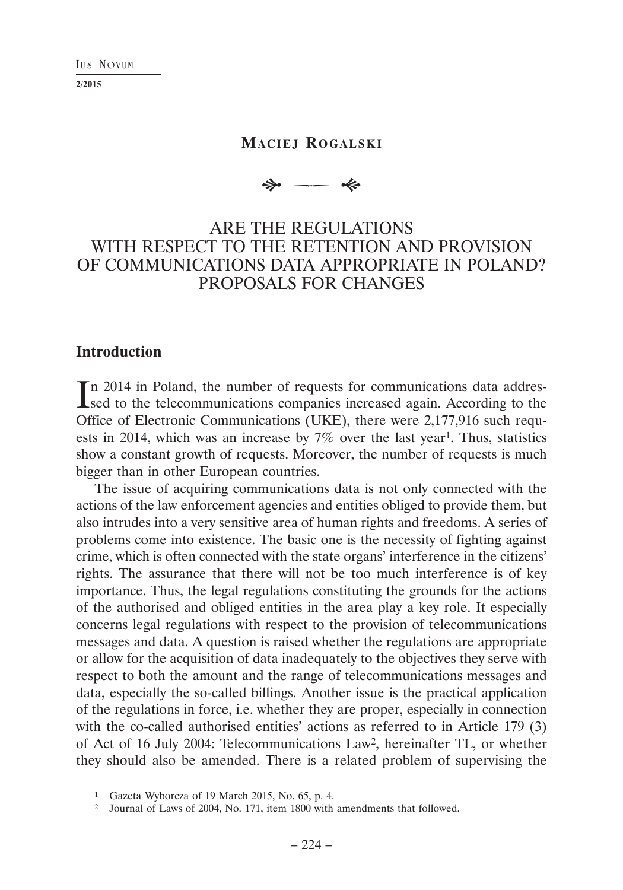**Maciej Rogalski**

# ARE THE REGULATIONS WITH RESPECT TO THE RETENTION AND PROVISION OF COMMUNICATIONS DATA APPROPRIATE IN POLAND? PROPOSALS FOR CHANGES

## Introduction

In 2014 in Poland, the number of requests for communications data addressed to the telecommunications companies increased again. According to the Office of Electronic Communications (UKE), there were 2,177,916 such requests in 2014, which was an increase by 7% over the last year[1]. Thus, statistics show a constant growth of requests. Moreover, the number of requests is much bigger than in other European countries.

The issue of acquiring communications data is not only connected with the actions of the law enforcement agencies and entities obliged to provide them, but also intrudes into a very sensitive area of human rights and freedoms. A series of problems come into existence. The basic one is the necessity of fighting against crime, which is often connected with the state organs' interference in the citizens' rights. The assurance that there will not be too much interference is of key importance. Thus, the legal regulations constituting the grounds for the actions of the authorised and obliged entities in the area play a key role. It especially concerns legal regulations with respect to the provision of telecommunications messages and data. A question is raised whether the regulations are appropriate or allow for the acquisition of data inadequately to the objectives they serve with respect to both the amount and the range of telecommunications messages and data, especially the so-called billings. Another issue is the practical application of the regulations in force, i.e. whether they are proper, especially in connection with the co-called authorised entities' actions as referred to in Article 179 (3) of Act of 16 July 2004: Telecommunications Law[2], hereinafter TL, or whether they should also be amended. There is a related problem of supervising the

---

[1] Gazeta Wyborcza of 19 March 2015, No. 65, p. 4.

[2] Journal of Laws of 2004, No. 171, item 1800 with amendments that followed.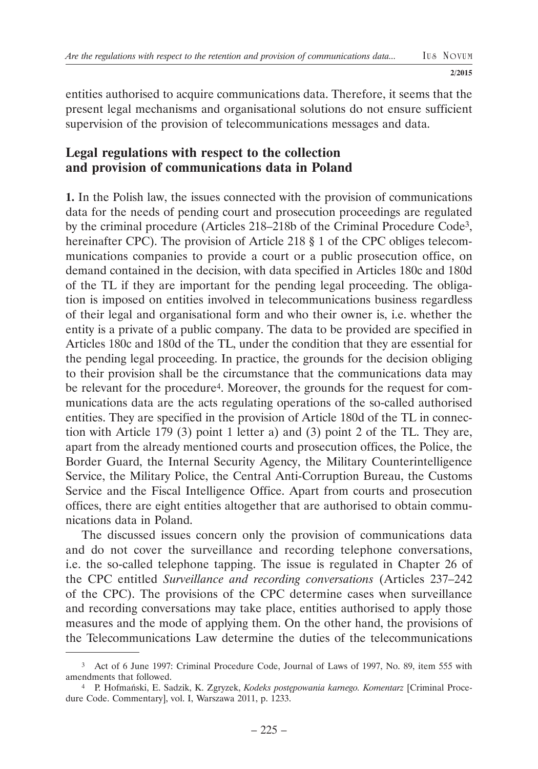entities authorised to acquire communications data. Therefore, it seems that the present legal mechanisms and organisational solutions do not ensure sufficient supervision of the provision of telecommunications messages and data.

## Legal regulations with respect to the collection and provision of communications data in Poland

**1.** In the Polish law, the issues connected with the provision of communications data for the needs of pending court and prosecution proceedings are regulated by the criminal procedure (Articles 218–218b of the Criminal Procedure Code[3], hereinafter CPC). The provision of Article 218 § 1 of the CPC obliges telecommunications companies to provide a court or a public prosecution office, on demand contained in the decision, with data specified in Articles 180c and 180d of the TL if they are important for the pending legal proceeding. The obligation is imposed on entities involved in telecommunications business regardless of their legal and organisational form and who their owner is, i.e. whether the entity is a private of a public company. The data to be provided are specified in Articles 180c and 180d of the TL, under the condition that they are essential for the pending legal proceeding. In practice, the grounds for the decision obliging to their provision shall be the circumstance that the communications data may be relevant for the procedure[4]. Moreover, the grounds for the request for communications data are the acts regulating operations of the so-called authorised entities. They are specified in the provision of Article 180d of the TL in connection with Article 179 (3) point 1 letter a) and (3) point 2 of the TL. They are, apart from the already mentioned courts and prosecution offices, the Police, the Border Guard, the Internal Security Agency, the Military Counterintelligence Service, the Military Police, the Central Anti-Corruption Bureau, the Customs Service and the Fiscal Intelligence Office. Apart from courts and prosecution offices, there are eight entities altogether that are authorised to obtain communications data in Poland.

The discussed issues concern only the provision of communications data and do not cover the surveillance and recording telephone conversations, i.e. the so-called telephone tapping. The issue is regulated in Chapter 26 of the CPC entitled *Surveillance and recording conversations* (Articles 237–242 of the CPC). The provisions of the CPC determine cases when surveillance and recording conversations may take place, entities authorised to apply those measures and the mode of applying them. On the other hand, the provisions of the Telecommunications Law determine the duties of the telecommunications

---

[3] Act of 6 June 1997: Criminal Procedure Code, Journal of Laws of 1997, No. 89, item 555 with amendments that followed.

[4] P. Hofmański, E. Sadzik, K. Zgryzek, *Kodeks postępowania karnego. Komentarz* [Criminal Procedure Code. Commentary], vol. I, Warszawa 2011, p. 1233.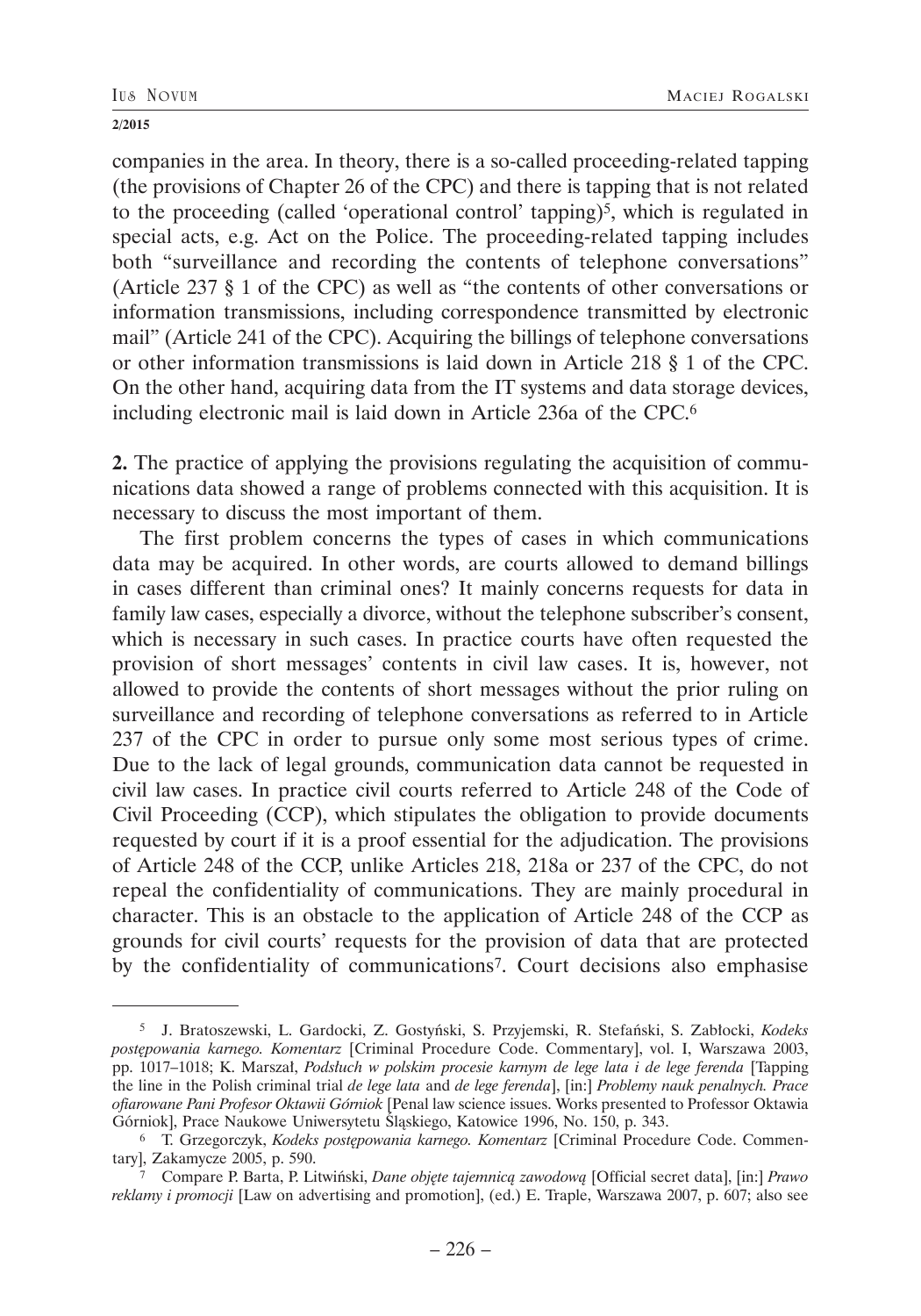companies in the area. In theory, there is a so-called proceeding-related tapping (the provisions of Chapter 26 of the CPC) and there is tapping that is not related to the proceeding (called 'operational control' tapping)[5], which is regulated in special acts, e.g. Act on the Police. The proceeding-related tapping includes both "surveillance and recording the contents of telephone conversations" (Article 237 § 1 of the CPC) as well as "the contents of other conversations or information transmissions, including correspondence transmitted by electronic mail" (Article 241 of the CPC). Acquiring the billings of telephone conversations or other information transmissions is laid down in Article 218 § 1 of the CPC. On the other hand, acquiring data from the IT systems and data storage devices, including electronic mail is laid down in Article 236a of the CPC.[6]

**2.** The practice of applying the provisions regulating the acquisition of communications data showed a range of problems connected with this acquisition. It is necessary to discuss the most important of them.

The first problem concerns the types of cases in which communications data may be acquired. In other words, are courts allowed to demand billings in cases different than criminal ones? It mainly concerns requests for data in family law cases, especially a divorce, without the telephone subscriber's consent, which is necessary in such cases. In practice courts have often requested the provision of short messages' contents in civil law cases. It is, however, not allowed to provide the contents of short messages without the prior ruling on surveillance and recording of telephone conversations as referred to in Article 237 of the CPC in order to pursue only some most serious types of crime. Due to the lack of legal grounds, communication data cannot be requested in civil law cases. In practice civil courts referred to Article 248 of the Code of Civil Proceeding (CCP), which stipulates the obligation to provide documents requested by court if it is a proof essential for the adjudication. The provisions of Article 248 of the CCP, unlike Articles 218, 218a or 237 of the CPC, do not repeal the confidentiality of communications. They are mainly procedural in character. This is an obstacle to the application of Article 248 of the CCP as grounds for civil courts' requests for the provision of data that are protected by the confidentiality of communications[7]. Court decisions also emphasise

---

[5] J. Bratoszewski, L. Gardocki, Z. Gostyński, S. Przyjemski, R. Stefański, S. Zabłocki, *Kodeks postępowania karnego. Komentarz* [Criminal Procedure Code. Commentary], vol. I, Warszawa 2003, pp. 1017–1018; K. Marszał, *Podsłuch w polskim procesie karnym de lege lata i de lege ferenda* [Tapping the line in the Polish criminal trial *de lege lata* and *de lege ferenda*], [in:] *Problemy nauk penalnych. Prace ofiarowane Pani Profesor Oktawii Górniok* [Penal law science issues. Works presented to Professor Oktawia Górniok], Prace Naukowe Uniwersytetu Śląskiego, Katowice 1996, No. 150, p. 343.

[6] T. Grzegorczyk, *Kodeks postępowania karnego. Komentarz* [Criminal Procedure Code. Commentary], Zakamycze 2005, p. 590.

[7] Compare P. Barta, P. Litwiński, *Dane objęte tajemnicą zawodową* [Official secret data], [in:] *Prawo reklamy i promocji* [Law on advertising and promotion], (ed.) E. Traple, Warszawa 2007, p. 607; also see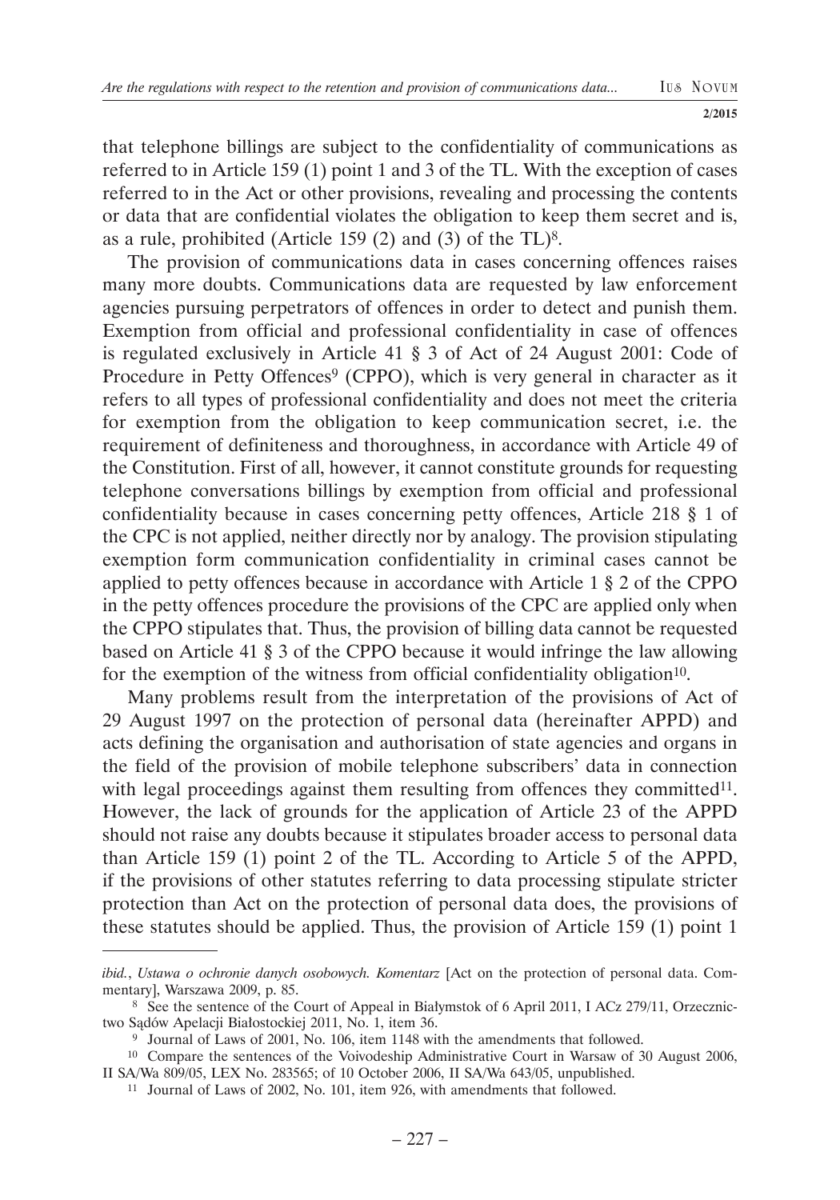that telephone billings are subject to the confidentiality of communications as referred to in Article 159 (1) point 1 and 3 of the TL. With the exception of cases referred to in the Act or other provisions, revealing and processing the contents or data that are confidential violates the obligation to keep them secret and is, as a rule, prohibited (Article 159 (2) and (3) of the TL)[8].

The provision of communications data in cases concerning offences raises many more doubts. Communications data are requested by law enforcement agencies pursuing perpetrators of offences in order to detect and punish them. Exemption from official and professional confidentiality in case of offences is regulated exclusively in Article 41 § 3 of Act of 24 August 2001: Code of Procedure in Petty Offences[9] (CPPO), which is very general in character as it refers to all types of professional confidentiality and does not meet the criteria for exemption from the obligation to keep communication secret, i.e. the requirement of definiteness and thoroughness, in accordance with Article 49 of the Constitution. First of all, however, it cannot constitute grounds for requesting telephone conversations billings by exemption from official and professional confidentiality because in cases concerning petty offences, Article 218 § 1 of the CPC is not applied, neither directly nor by analogy. The provision stipulating exemption form communication confidentiality in criminal cases cannot be applied to petty offences because in accordance with Article 1 § 2 of the CPPO in the petty offences procedure the provisions of the CPC are applied only when the CPPO stipulates that. Thus, the provision of billing data cannot be requested based on Article 41 § 3 of the CPPO because it would infringe the law allowing for the exemption of the witness from official confidentiality obligation[10].

Many problems result from the interpretation of the provisions of Act of 29 August 1997 on the protection of personal data (hereinafter APPD) and acts defining the organisation and authorisation of state agencies and organs in the field of the provision of mobile telephone subscribers' data in connection with legal proceedings against them resulting from offences they committed[11]. However, the lack of grounds for the application of Article 23 of the APPD should not raise any doubts because it stipulates broader access to personal data than Article 159 (1) point 2 of the TL. According to Article 5 of the APPD, if the provisions of other statutes referring to data processing stipulate stricter protection than Act on the protection of personal data does, the provisions of these statutes should be applied. Thus, the provision of Article 159 (1) point 1

---

*ibid.*, *Ustawa o ochronie danych osobowych. Komentarz* [Act on the protection of personal data. Commentary], Warszawa 2009, p. 85.

[8] See the sentence of the Court of Appeal in Białymstok of 6 April 2011, I ACz 279/11, Orzecznictwo Sądów Apelacji Białostockiej 2011, No. 1, item 36.

[9] Journal of Laws of 2001, No. 106, item 1148 with the amendments that followed.

[10] Compare the sentences of the Voivodeship Administrative Court in Warsaw of 30 August 2006, II SA/Wa 809/05, LEX No. 283565; of 10 October 2006, II SA/Wa 643/05, unpublished.

[11] Journal of Laws of 2002, No. 101, item 926, with amendments that followed.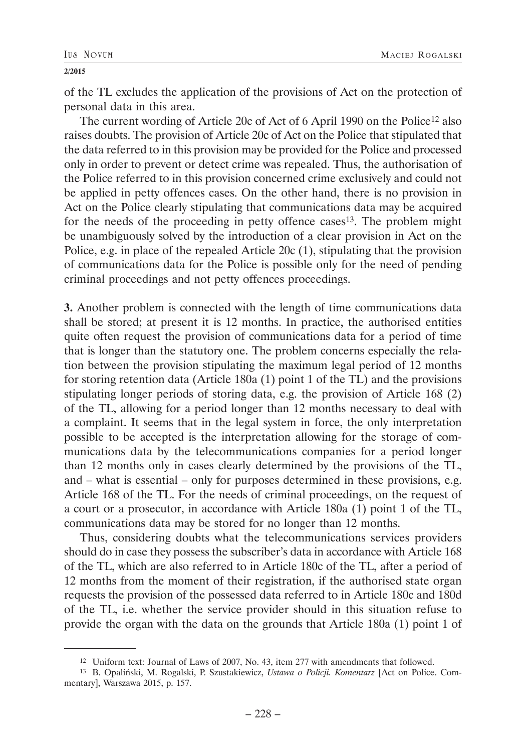of the TL excludes the application of the provisions of Act on the protection of personal data in this area.

The current wording of Article 20c of Act of 6 April 1990 on the Police[12] also raises doubts. The provision of Article 20c of Act on the Police that stipulated that the data referred to in this provision may be provided for the Police and processed only in order to prevent or detect crime was repealed. Thus, the authorisation of the Police referred to in this provision concerned crime exclusively and could not be applied in petty offences cases. On the other hand, there is no provision in Act on the Police clearly stipulating that communications data may be acquired for the needs of the proceeding in petty offence cases[13]. The problem might be unambiguously solved by the introduction of a clear provision in Act on the Police, e.g. in place of the repealed Article 20c (1), stipulating that the provision of communications data for the Police is possible only for the need of pending criminal proceedings and not petty offences proceedings.

**3.** Another problem is connected with the length of time communications data shall be stored; at present it is 12 months. In practice, the authorised entities quite often request the provision of communications data for a period of time that is longer than the statutory one. The problem concerns especially the relation between the provision stipulating the maximum legal period of 12 months for storing retention data (Article 180a (1) point 1 of the TL) and the provisions stipulating longer periods of storing data, e.g. the provision of Article 168 (2) of the TL, allowing for a period longer than 12 months necessary to deal with a complaint. It seems that in the legal system in force, the only interpretation possible to be accepted is the interpretation allowing for the storage of communications data by the telecommunications companies for a period longer than 12 months only in cases clearly determined by the provisions of the TL, and – what is essential – only for purposes determined in these provisions, e.g. Article 168 of the TL. For the needs of criminal proceedings, on the request of a court or a prosecutor, in accordance with Article 180a (1) point 1 of the TL, communications data may be stored for no longer than 12 months.

Thus, considering doubts what the telecommunications services providers should do in case they possess the subscriber's data in accordance with Article 168 of the TL, which are also referred to in Article 180c of the TL, after a period of 12 months from the moment of their registration, if the authorised state organ requests the provision of the possessed data referred to in Article 180c and 180d of the TL, i.e. whether the service provider should in this situation refuse to provide the organ with the data on the grounds that Article 180a (1) point 1 of

---

[12] Uniform text: Journal of Laws of 2007, No. 43, item 277 with amendments that followed.

[13] B. Opaliński, M. Rogalski, P. Szustakiewicz, *Ustawa o Policji. Komentarz* [Act on Police. Commentary], Warszawa 2015, p. 157.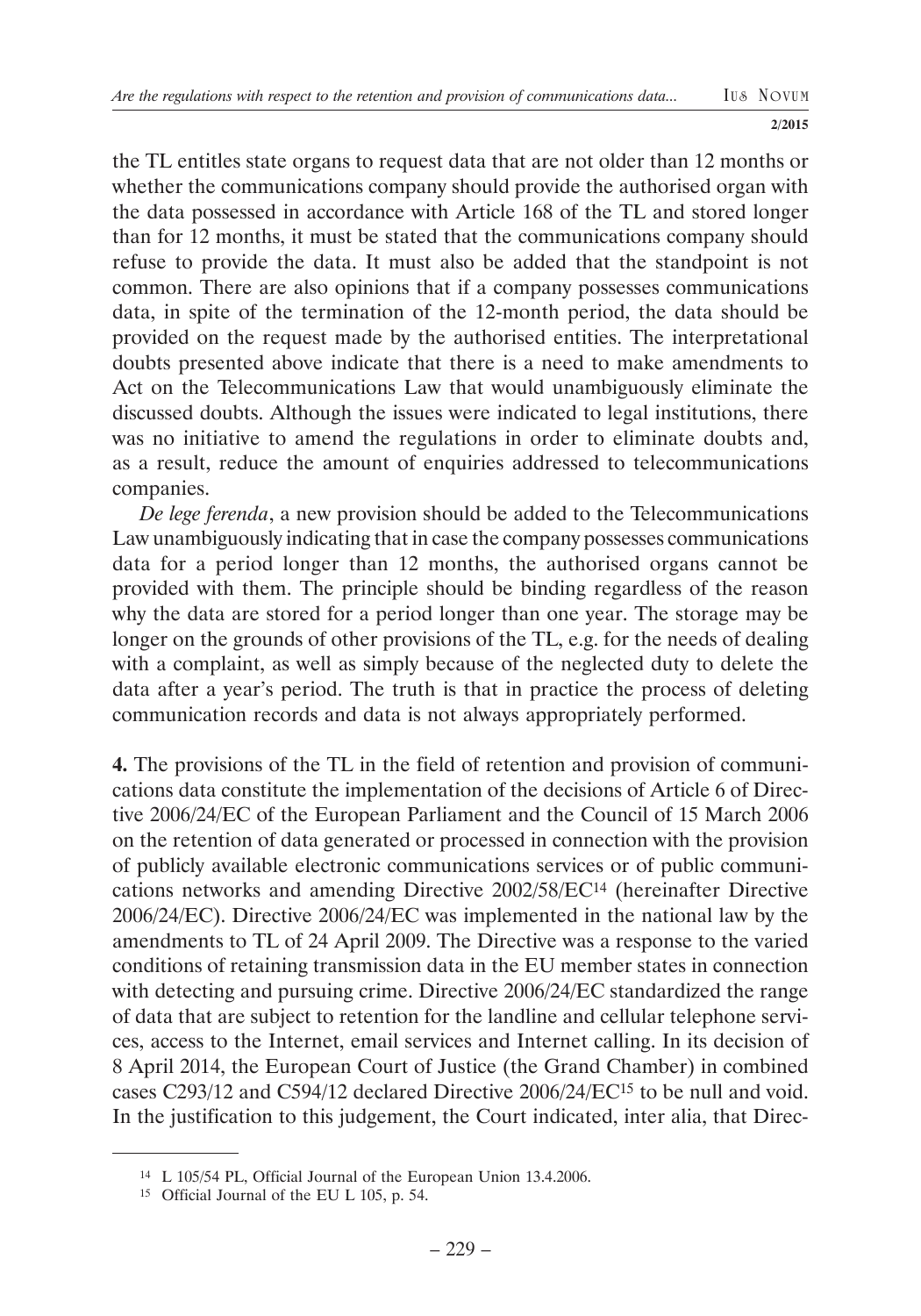the TL entitles state organs to request data that are not older than 12 months or whether the communications company should provide the authorised organ with the data possessed in accordance with Article 168 of the TL and stored longer than for 12 months, it must be stated that the communications company should refuse to provide the data. It must also be added that the standpoint is not common. There are also opinions that if a company possesses communications data, in spite of the termination of the 12-month period, the data should be provided on the request made by the authorised entities. The interpretational doubts presented above indicate that there is a need to make amendments to Act on the Telecommunications Law that would unambiguously eliminate the discussed doubts. Although the issues were indicated to legal institutions, there was no initiative to amend the regulations in order to eliminate doubts and, as a result, reduce the amount of enquiries addressed to telecommunications companies.

*De lege ferenda*, a new provision should be added to the Telecommunications Law unambiguously indicating that in case the company possesses communications data for a period longer than 12 months, the authorised organs cannot be provided with them. The principle should be binding regardless of the reason why the data are stored for a period longer than one year. The storage may be longer on the grounds of other provisions of the TL, e.g. for the needs of dealing with a complaint, as well as simply because of the neglected duty to delete the data after a year's period. The truth is that in practice the process of deleting communication records and data is not always appropriately performed.

**4.** The provisions of the TL in the field of retention and provision of communications data constitute the implementation of the decisions of Article 6 of Directive 2006/24/EC of the European Parliament and the Council of 15 March 2006 on the retention of data generated or processed in connection with the provision of publicly available electronic communications services or of public communications networks and amending Directive 2002/58/EC[14] (hereinafter Directive 2006/24/EC). Directive 2006/24/EC was implemented in the national law by the amendments to TL of 24 April 2009. The Directive was a response to the varied conditions of retaining transmission data in the EU member states in connection with detecting and pursuing crime. Directive 2006/24/EC standardized the range of data that are subject to retention for the landline and cellular telephone services, access to the Internet, email services and Internet calling. In its decision of 8 April 2014, the European Court of Justice (the Grand Chamber) in combined cases C293/12 and C594/12 declared Directive 2006/24/EC[15] to be null and void. In the justification to this judgement, the Court indicated, inter alia, that Direc-

---

[14] L 105/54 PL, Official Journal of the European Union 13.4.2006.

[15] Official Journal of the EU L 105, p. 54.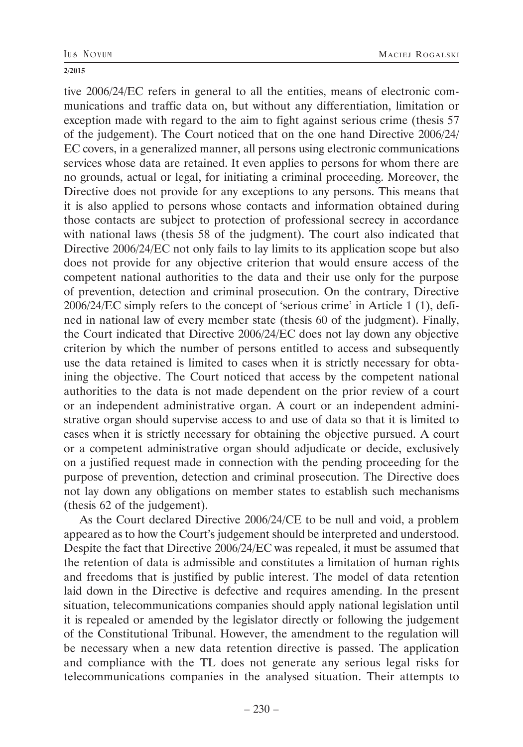tive 2006/24/EC refers in general to all the entities, means of electronic communications and traffic data on, but without any differentiation, limitation or exception made with regard to the aim to fight against serious crime (thesis 57 of the judgement). The Court noticed that on the one hand Directive 2006/24/EC covers, in a generalized manner, all persons using electronic communications services whose data are retained. It even applies to persons for whom there are no grounds, actual or legal, for initiating a criminal proceeding. Moreover, the Directive does not provide for any exceptions to any persons. This means that it is also applied to persons whose contacts and information obtained during those contacts are subject to protection of professional secrecy in accordance with national laws (thesis 58 of the judgment). The court also indicated that Directive 2006/24/EC not only fails to lay limits to its application scope but also does not provide for any objective criterion that would ensure access of the competent national authorities to the data and their use only for the purpose of prevention, detection and criminal prosecution. On the contrary, Directive 2006/24/EC simply refers to the concept of 'serious crime' in Article 1 (1), defined in national law of every member state (thesis 60 of the judgment). Finally, the Court indicated that Directive 2006/24/EC does not lay down any objective criterion by which the number of persons entitled to access and subsequently use the data retained is limited to cases when it is strictly necessary for obtaining the objective. The Court noticed that access by the competent national authorities to the data is not made dependent on the prior review of a court or an independent administrative organ. A court or an independent administrative organ should supervise access to and use of data so that it is limited to cases when it is strictly necessary for obtaining the objective pursued. A court or a competent administrative organ should adjudicate or decide, exclusively on a justified request made in connection with the pending proceeding for the purpose of prevention, detection and criminal prosecution. The Directive does not lay down any obligations on member states to establish such mechanisms (thesis 62 of the judgement).

As the Court declared Directive 2006/24/CE to be null and void, a problem appeared as to how the Court's judgement should be interpreted and understood. Despite the fact that Directive 2006/24/EC was repealed, it must be assumed that the retention of data is admissible and constitutes a limitation of human rights and freedoms that is justified by public interest. The model of data retention laid down in the Directive is defective and requires amending. In the present situation, telecommunications companies should apply national legislation until it is repealed or amended by the legislator directly or following the judgement of the Constitutional Tribunal. However, the amendment to the regulation will be necessary when a new data retention directive is passed. The application and compliance with the TL does not generate any serious legal risks for telecommunications companies in the analysed situation. Their attempts to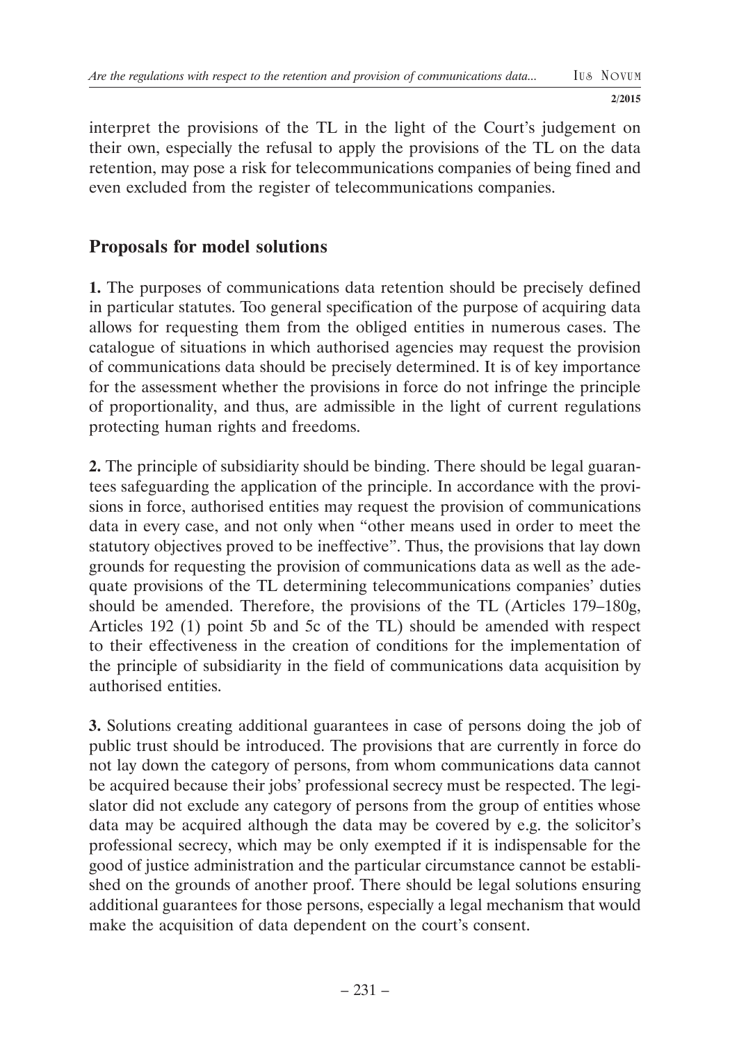interpret the provisions of the TL in the light of the Court's judgement on their own, especially the refusal to apply the provisions of the TL on the data retention, may pose a risk for telecommunications companies of being fined and even excluded from the register of telecommunications companies.

## Proposals for model solutions

**1.** The purposes of communications data retention should be precisely defined in particular statutes. Too general specification of the purpose of acquiring data allows for requesting them from the obliged entities in numerous cases. The catalogue of situations in which authorised agencies may request the provision of communications data should be precisely determined. It is of key importance for the assessment whether the provisions in force do not infringe the principle of proportionality, and thus, are admissible in the light of current regulations protecting human rights and freedoms.

**2.** The principle of subsidiarity should be binding. There should be legal guarantees safeguarding the application of the principle. In accordance with the provisions in force, authorised entities may request the provision of communications data in every case, and not only when "other means used in order to meet the statutory objectives proved to be ineffective". Thus, the provisions that lay down grounds for requesting the provision of communications data as well as the adequate provisions of the TL determining telecommunications companies' duties should be amended. Therefore, the provisions of the TL (Articles 179–180g, Articles 192 (1) point 5b and 5c of the TL) should be amended with respect to their effectiveness in the creation of conditions for the implementation of the principle of subsidiarity in the field of communications data acquisition by authorised entities.

**3.** Solutions creating additional guarantees in case of persons doing the job of public trust should be introduced. The provisions that are currently in force do not lay down the category of persons, from whom communications data cannot be acquired because their jobs' professional secrecy must be respected. The legislator did not exclude any category of persons from the group of entities whose data may be acquired although the data may be covered by e.g. the solicitor's professional secrecy, which may be only exempted if it is indispensable for the good of justice administration and the particular circumstance cannot be established on the grounds of another proof. There should be legal solutions ensuring additional guarantees for those persons, especially a legal mechanism that would make the acquisition of data dependent on the court's consent.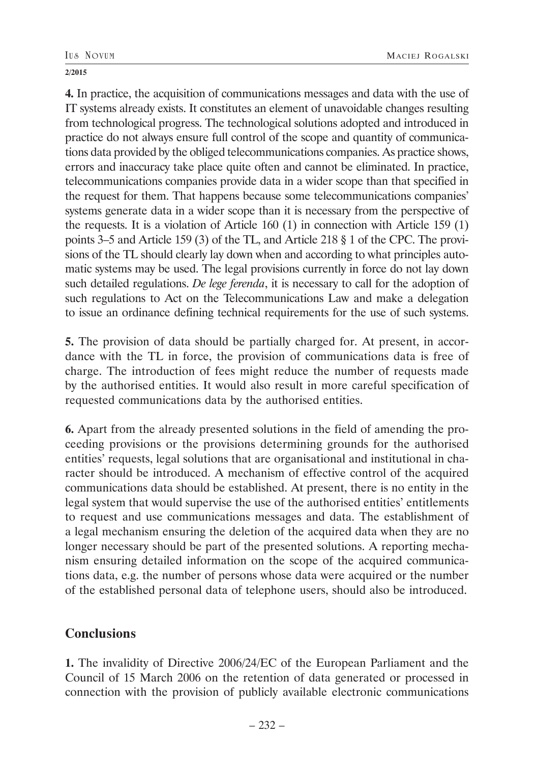**4.** In practice, the acquisition of communications messages and data with the use of IT systems already exists. It constitutes an element of unavoidable changes resulting from technological progress. The technological solutions adopted and introduced in practice do not always ensure full control of the scope and quantity of communications data provided by the obliged telecommunications companies. As practice shows, errors and inaccuracy take place quite often and cannot be eliminated. In practice, telecommunications companies provide data in a wider scope than that specified in the request for them. That happens because some telecommunications companies' systems generate data in a wider scope than it is necessary from the perspective of the requests. It is a violation of Article 160 (1) in connection with Article 159 (1) points 3–5 and Article 159 (3) of the TL, and Article 218 § 1 of the CPC. The provisions of the TL should clearly lay down when and according to what principles automatic systems may be used. The legal provisions currently in force do not lay down such detailed regulations. *De lege ferenda*, it is necessary to call for the adoption of such regulations to Act on the Telecommunications Law and make a delegation to issue an ordinance defining technical requirements for the use of such systems.

**5.** The provision of data should be partially charged for. At present, in accordance with the TL in force, the provision of communications data is free of charge. The introduction of fees might reduce the number of requests made by the authorised entities. It would also result in more careful specification of requested communications data by the authorised entities.

**6.** Apart from the already presented solutions in the field of amending the proceeding provisions or the provisions determining grounds for the authorised entities' requests, legal solutions that are organisational and institutional in character should be introduced. A mechanism of effective control of the acquired communications data should be established. At present, there is no entity in the legal system that would supervise the use of the authorised entities' entitlements to request and use communications messages and data. The establishment of a legal mechanism ensuring the deletion of the acquired data when they are no longer necessary should be part of the presented solutions. A reporting mechanism ensuring detailed information on the scope of the acquired communications data, e.g. the number of persons whose data were acquired or the number of the established personal data of telephone users, should also be introduced.

## Conclusions

**1.** The invalidity of Directive 2006/24/EC of the European Parliament and the Council of 15 March 2006 on the retention of data generated or processed in connection with the provision of publicly available electronic communications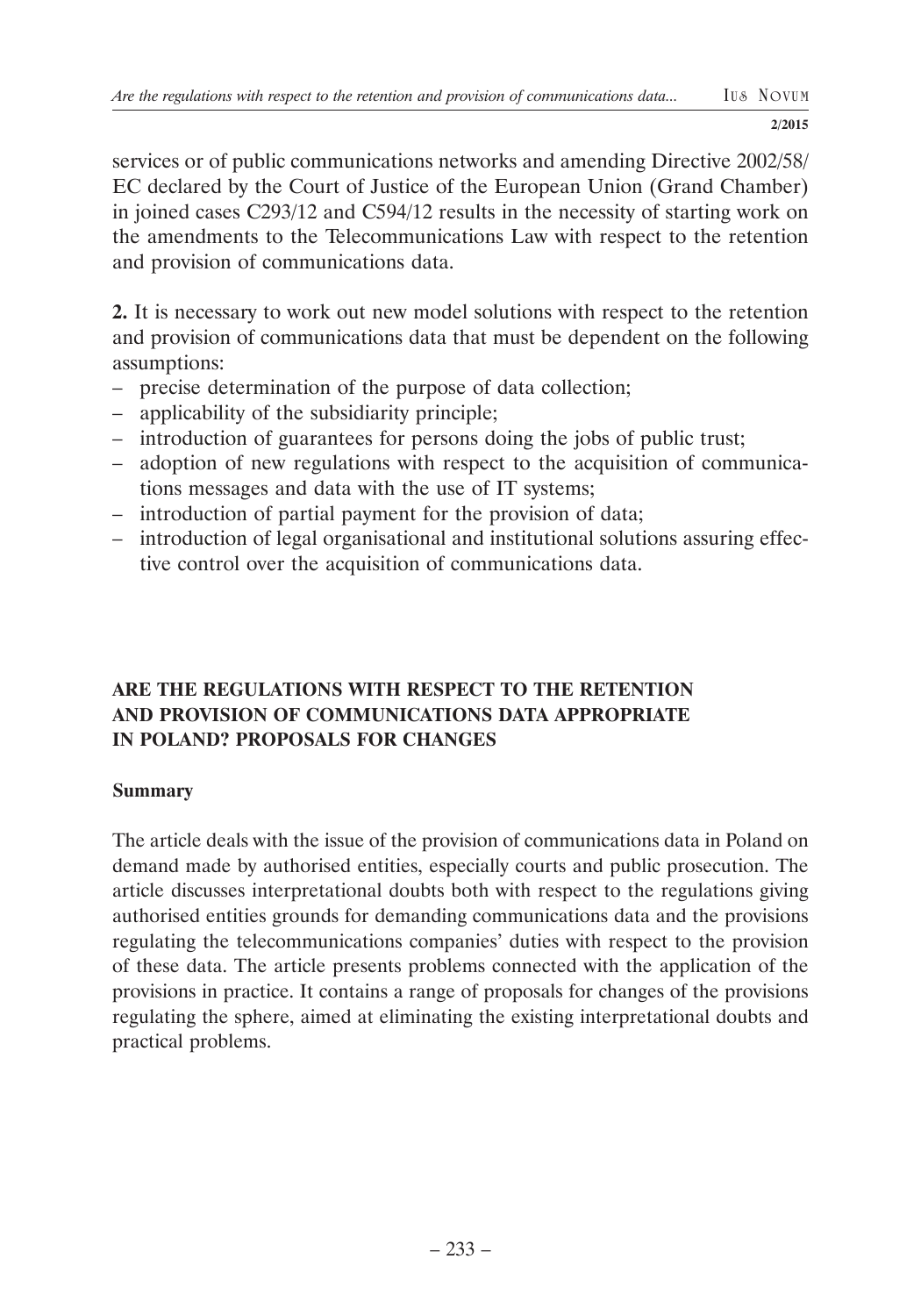services or of public communications networks and amending Directive 2002/58/EC declared by the Court of Justice of the European Union (Grand Chamber) in joined cases C293/12 and C594/12 results in the necessity of starting work on the amendments to the Telecommunications Law with respect to the retention and provision of communications data.

**2.** It is necessary to work out new model solutions with respect to the retention and provision of communications data that must be dependent on the following assumptions:

- precise determination of the purpose of data collection;
- applicability of the subsidiarity principle;
- introduction of guarantees for persons doing the jobs of public trust;
- adoption of new regulations with respect to the acquisition of communications messages and data with the use of IT systems;
- introduction of partial payment for the provision of data;
- introduction of legal organisational and institutional solutions assuring effective control over the acquisition of communications data.

## ARE THE REGULATIONS WITH RESPECT TO THE RETENTION AND PROVISION OF COMMUNICATIONS DATA APPROPRIATE IN POLAND? PROPOSALS FOR CHANGES

### Summary

The article deals with the issue of the provision of communications data in Poland on demand made by authorised entities, especially courts and public prosecution. The article discusses interpretational doubts both with respect to the regulations giving authorised entities grounds for demanding communications data and the provisions regulating the telecommunications companies' duties with respect to the provision of these data. The article presents problems connected with the application of the provisions in practice. It contains a range of proposals for changes of the provisions regulating the sphere, aimed at eliminating the existing interpretational doubts and practical problems.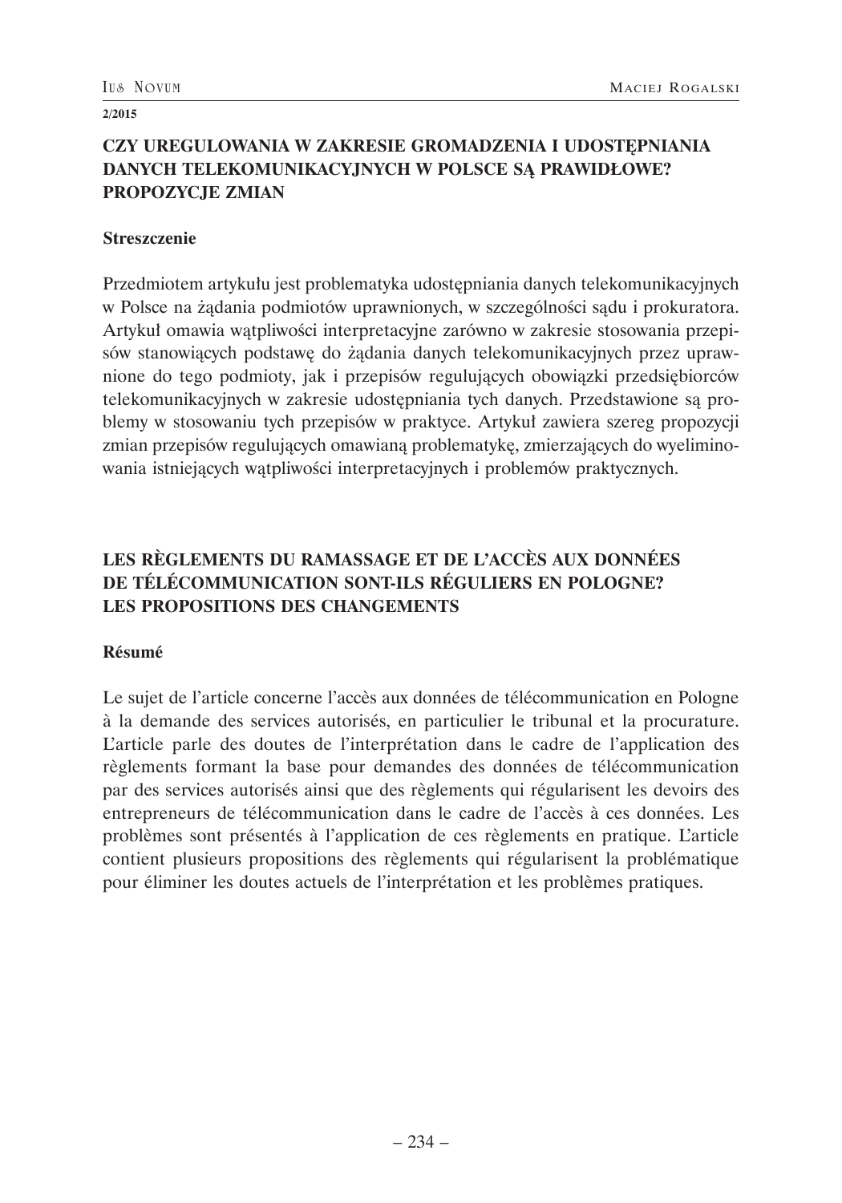## CZY UREGULOWANIA W ZAKRESIE GROMADZENIA I UDOSTĘPNIANIA DANYCH TELEKOMUNIKACYJNYCH W POLSCE SĄ PRAWIDŁOWE? PROPOZYCJE ZMIAN

### Streszczenie

Przedmiotem artykułu jest problematyka udostępniania danych telekomunikacyjnych w Polsce na żądania podmiotów uprawnionych, w szczególności sądu i prokuratora. Artykuł omawia wątpliwości interpretacyjne zarówno w zakresie stosowania przepisów stanowiących podstawę do żądania danych telekomunikacyjnych przez uprawnione do tego podmioty, jak i przepisów regulujących obowiązki przedsiębiorców telekomunikacyjnych w zakresie udostępniania tych danych. Przedstawione są problemy w stosowaniu tych przepisów w praktyce. Artykuł zawiera szereg propozycji zmian przepisów regulujących omawianą problematykę, zmierzających do wyeliminowania istniejących wątpliwości interpretacyjnych i problemów praktycznych.

## LES RÈGLEMENTS DU RAMASSAGE ET DE L'ACCÈS AUX DONNÉES DE TÉLÉCOMMUNICATION SONT-ILS RÉGULIERS EN POLOGNE? LES PROPOSITIONS DES CHANGEMENTS

### Résumé

Le sujet de l'article concerne l'accès aux données de télécommunication en Pologne à la demande des services autorisés, en particulier le tribunal et la procurature. L'article parle des doutes de l'interprétation dans le cadre de l'application des règlements formant la base pour demandes des données de télécommunication par des services autorisés ainsi que des règlements qui régularisent les devoirs des entrepreneurs de télécommunication dans le cadre de l'accès à ces données. Les problèmes sont présentés à l'application de ces règlements en pratique. L'article contient plusieurs propositions des règlements qui régularisent la problématique pour éliminer les doutes actuels de l'interprétation et les problèmes pratiques.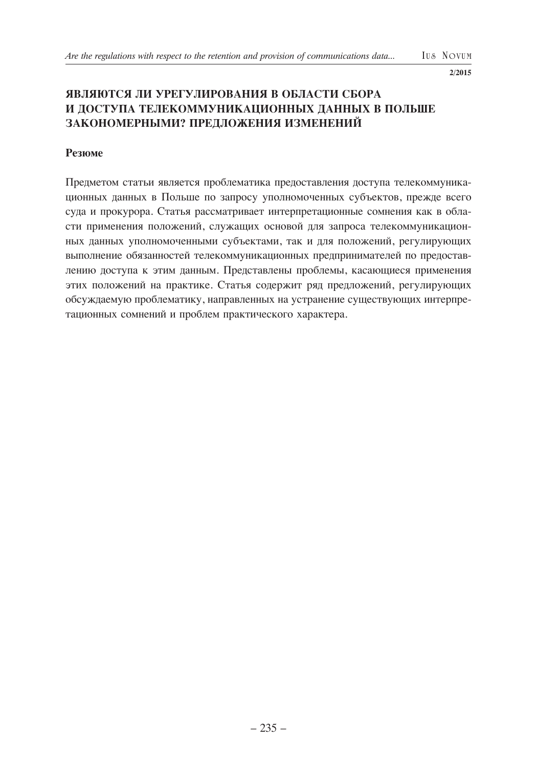## ЯВЛЯЮТСЯ ЛИ УРЕГУЛИРОВАНИЯ В ОБЛАСТИ СБОРА И ДОСТУПА ТЕЛЕКОММУНИКАЦИОННЫХ ДАННЫХ В ПОЛЬШЕ ЗАКОНОМЕРНЫМИ? ПРЕДЛОЖЕНИЯ ИЗМЕНЕНИЙ

### Резюме

Предметом статьи является проблематика предоставления доступа телекоммуникационных данных в Польше по запросу уполномоченных субъектов, прежде всего суда и прокурора. Статья рассматривает интерпретационные сомнения как в области применения положений, служащих основой для запроса телекоммуникационных данных уполномоченными субъектами, так и для положений, регулирующих выполнение обязанностей телекоммуникационных предпринимателей по предоставлению доступа к этим данным. Представлены проблемы, касающиеся применения этих положений на практике. Статья содержит ряд предложений, регулирующих обсуждаемую проблематику, направленных на устранение существующих интерпретационных сомнений и проблем практического характера.